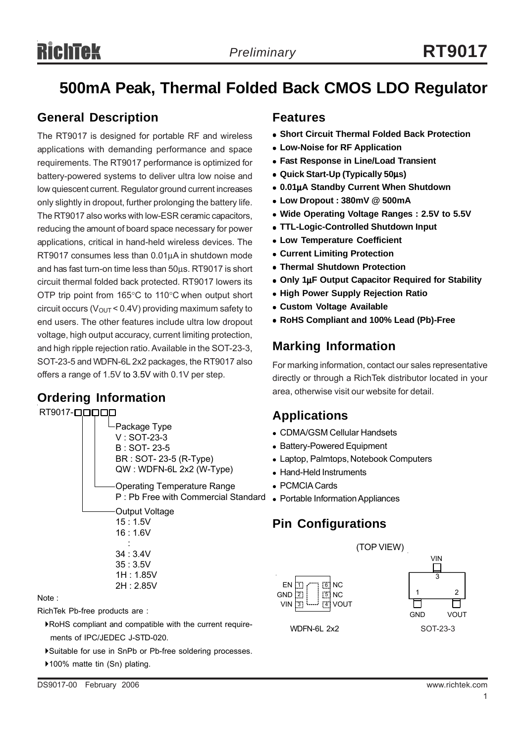# 500mA Peak, Thermal Folded Back CMOS LDO Regulator

## General Description

The RT9017 is designed for portable RF and wireless applications with demanding performance and space requirements. The RT9017 performance is optimized for battery-powered systems to deliver ultra low noise and low quiescent current. Regulator ground current increases only slightly in dropout, further prolonging the battery life. The RT9017 also works with low-ESR ceramic capacitors, reducing the amount of board space necessary for power applications, critical in hand-held wireless devices. The RT9017 consumes less than 0.01μA in shutdown mode and has fast turn-on time less than 50μs. RT9017 is short circuit thermal folded back protected. RT9017 lowers its OTP trip point from 165°C to 110°C when output short circuit occurs ($V_{OUT}$ < 0.4V) providing maximum safety to end users. The other features include ultra low dropout voltage, high output accuracy, current limiting protection, and high ripple rejection ratio. Available in the SOT-23-3, SOT-23-5 and WDFN-6L 2x2 packages, the RT9017 also offers a range of 1.5V to 3.5V with 0.1V per step.

## Ordering Information

RT9017-□□□□□

- Package Type
  - V : SOT-23-3
  - B : SOT- 23-5
  - BR : SOT- 23-5 (R-Type)
  - QW : WDFN-6L 2x2 (W-Type)
- Operating Temperature Range
  - P : Pb Free with Commercial Standard
- Output Voltage
  - 15 : 1.5V
  - 16 : 1.6V
  - :
  - 34 : 3.4V
  - 35 : 3.5V
  - 1H : 1.85V
  - 2H : 2.85V

Note :

RichTek Pb-free products are :

- RoHS compliant and compatible with the current requirements of IPC/JEDEC J-STD-020.
- Suitable for use in SnPb or Pb-free soldering processes.
- 100% matte tin (Sn) plating.

## Features

- **Short Circuit Thermal Folded Back Protection**
- **Low-Noise for RF Application**
- **Fast Response in Line/Load Transient**
- **Quick Start-Up (Typically 50μs)**
- **0.01μA Standby Current When Shutdown**
- **Low Dropout : 380mV @ 500mA**
- **Wide Operating Voltage Ranges : 2.5V to 5.5V**
- **TTL-Logic-Controlled Shutdown Input**
- **Low Temperature Coefficient**
- **Current Limiting Protection**
- **Thermal Shutdown Protection**
- **Only 1μF Output Capacitor Required for Stability**
- **High Power Supply Rejection Ratio**
- **Custom Voltage Available**
- **RoHS Compliant and 100% Lead (Pb)-Free**

## Marking Information

For marking information, contact our sales representative directly or through a RichTek distributor located in your area, otherwise visit our website for detail.

## Applications

- CDMA/GSM Cellular Handsets
- Battery-Powered Equipment
- Laptop, Palmtops, Notebook Computers
- Hand-Held Instruments
- PCMCIA Cards
- Portable Information Appliances

## Pin Configurations

(TOP VIEW)

WDFN-6L 2x2: EN 1, GND 2, VIN 3, VOUT 4, NC 5, NC 6

SOT-23-3: GND 1, VOUT 2, VIN 3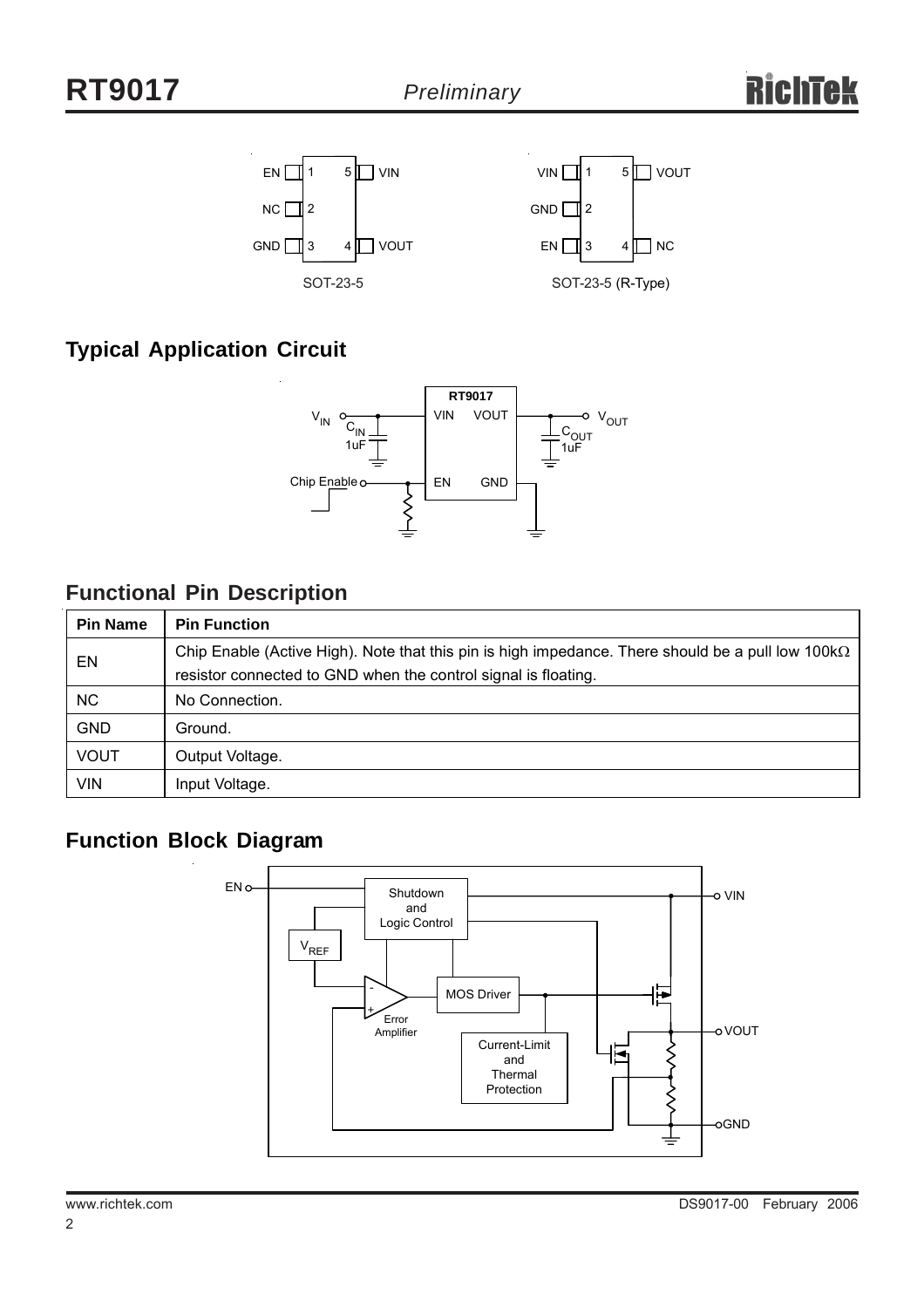SOT-23-5

SOT-23-5 (R-Type)

## Typical Application Circuit

## Functional Pin Description

| Pin Name | Pin Function |
|---|---|
| EN | Chip Enable (Active High). Note that this pin is high impedance. There should be a pull low 100kΩ resistor connected to GND when the control signal is floating. |
| NC | No Connection. |
| GND | Ground. |
| VOUT | Output Voltage. |
| VIN | Input Voltage. |

## Function Block Diagram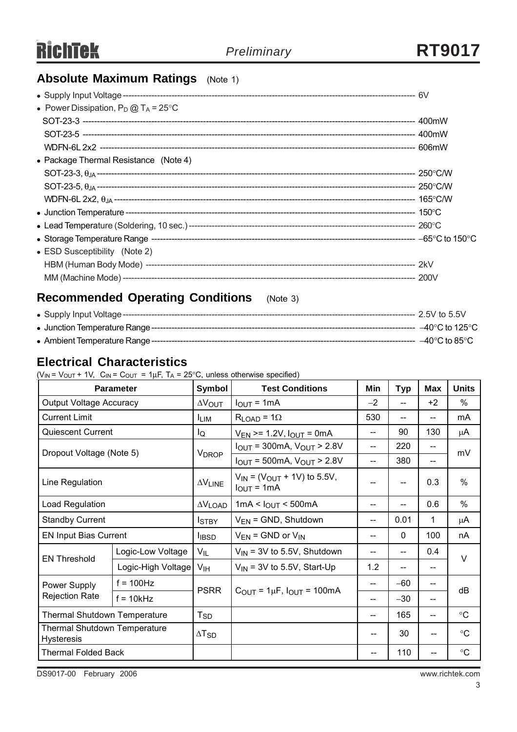## Absolute Maximum Ratings (Note 1)

- Supply Input Voltage ---------- 6V
- Power Dissipation, $P_D$ @ $T_A$ = 25°C
  - SOT-23-3 ---------- 400mW
  - SOT-23-5 ---------- 400mW
  - WDFN-6L 2x2 ---------- 606mW
- Package Thermal Resistance (Note 4)
  - SOT-23-3, $\theta_{JA}$ ---------- 250°C/W
  - SOT-23-5, $\theta_{JA}$ ---------- 250°C/W
  - WDFN-6L 2x2, $\theta_{JA}$ ---------- 165°C/W
- Junction Temperature ---------- 150°C
- Lead Temperature (Soldering, 10 sec.) ---------- 260°C
- Storage Temperature Range ---------- −65°C to 150°C
- ESD Susceptibility (Note 2)
  - HBM (Human Body Mode) ---------- 2kV
  - MM (Machine Mode) ---------- 200V

## Recommended Operating Conditions (Note 3)

- Supply Input Voltage ---------- 2.5V to 5.5V
- Junction Temperature Range ---------- −40°C to 125°C
- Ambient Temperature Range ---------- −40°C to 85°C

## Electrical Characteristics

($V_{IN}$ = $V_{OUT}$ + 1V, $C_{IN}$ = $C_{OUT}$ = 1μF, $T_A$ = 25°C, unless otherwise specified)

| Parameter | | Symbol | Test Conditions | Min | Typ | Max | Units |
|---|---|---|---|---|---|---|---|
| Output Voltage Accuracy | | $\Delta V_{OUT}$ | $I_{OUT}$ = 1mA | −2 | -- | +2 | % |
| Current Limit | | $I_{LIM}$ | $R_{LOAD}$ = 1Ω | 530 | -- | -- | mA |
| Quiescent Current | | $I_Q$ | $V_{EN}$ >= 1.2V, $I_{OUT}$ = 0mA | -- | 90 | 130 | μA |
| Dropout Voltage (Note 5) | | $V_{DROP}$ | $I_{OUT}$ = 300mA, $V_{OUT}$ > 2.8V | -- | 220 | -- | mV |
| | | | $I_{OUT}$ = 500mA, $V_{OUT}$ > 2.8V | -- | 380 | -- | |
| Line Regulation | | $\Delta V_{LINE}$ | $V_{IN}$ = ($V_{OUT}$ + 1V) to 5.5V, $I_{OUT}$ = 1mA | -- | -- | 0.3 | % |
| Load Regulation | | $\Delta V_{LOAD}$ | 1mA < $I_{OUT}$ < 500mA | -- | -- | 0.6 | % |
| Standby Current | | $I_{STBY}$ | $V_{EN}$ = GND, Shutdown | -- | 0.01 | 1 | μA |
| EN Input Bias Current | | $I_{IBSD}$ | $V_{EN}$ = GND or $V_{IN}$ | -- | 0 | 100 | nA |
| EN Threshold | Logic-Low Voltage | $V_{IL}$ | $V_{IN}$ = 3V to 5.5V, Shutdown | -- | -- | 0.4 | V |
| | Logic-High Voltage | $V_{IH}$ | $V_{IN}$ = 3V to 5.5V, Start-Up | 1.2 | -- | -- | |
| Power Supply Rejection Rate | f = 100Hz | PSRR | $C_{OUT}$ = 1μF, $I_{OUT}$ = 100mA | -- | −60 | -- | dB |
| | f = 10kHz | | | -- | −30 | -- | |
| Thermal Shutdown Temperature | | $T_{SD}$ | | -- | 165 | -- | °C |
| Thermal Shutdown Temperature Hysteresis | | $\Delta T_{SD}$ | | -- | 30 | -- | °C |
| Thermal Folded Back | | | | -- | 110 | -- | °C |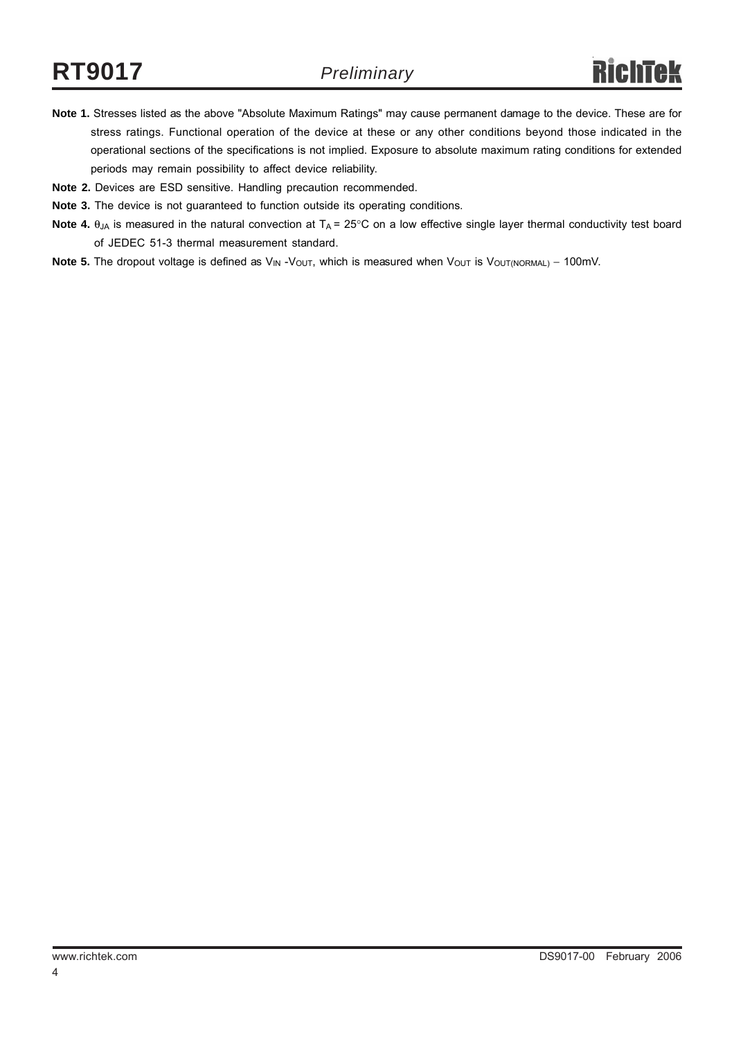**Note 1.** Stresses listed as the above "Absolute Maximum Ratings" may cause permanent damage to the device. These are for stress ratings. Functional operation of the device at these or any other conditions beyond those indicated in the operational sections of the specifications is not implied. Exposure to absolute maximum rating conditions for extended periods may remain possibility to affect device reliability.

**Note 2.** Devices are ESD sensitive. Handling precaution recommended.

**Note 3.** The device is not guaranteed to function outside its operating conditions.

**Note 4.** $\theta_{JA}$ is measured in the natural convection at $T_A = 25°C$ on a low effective single layer thermal conductivity test board of JEDEC 51-3 thermal measurement standard.

**Note 5.** The dropout voltage is defined as $V_{IN}$ -$V_{OUT}$, which is measured when $V_{OUT}$ is $V_{OUT(NORMAL)}$ − 100mV.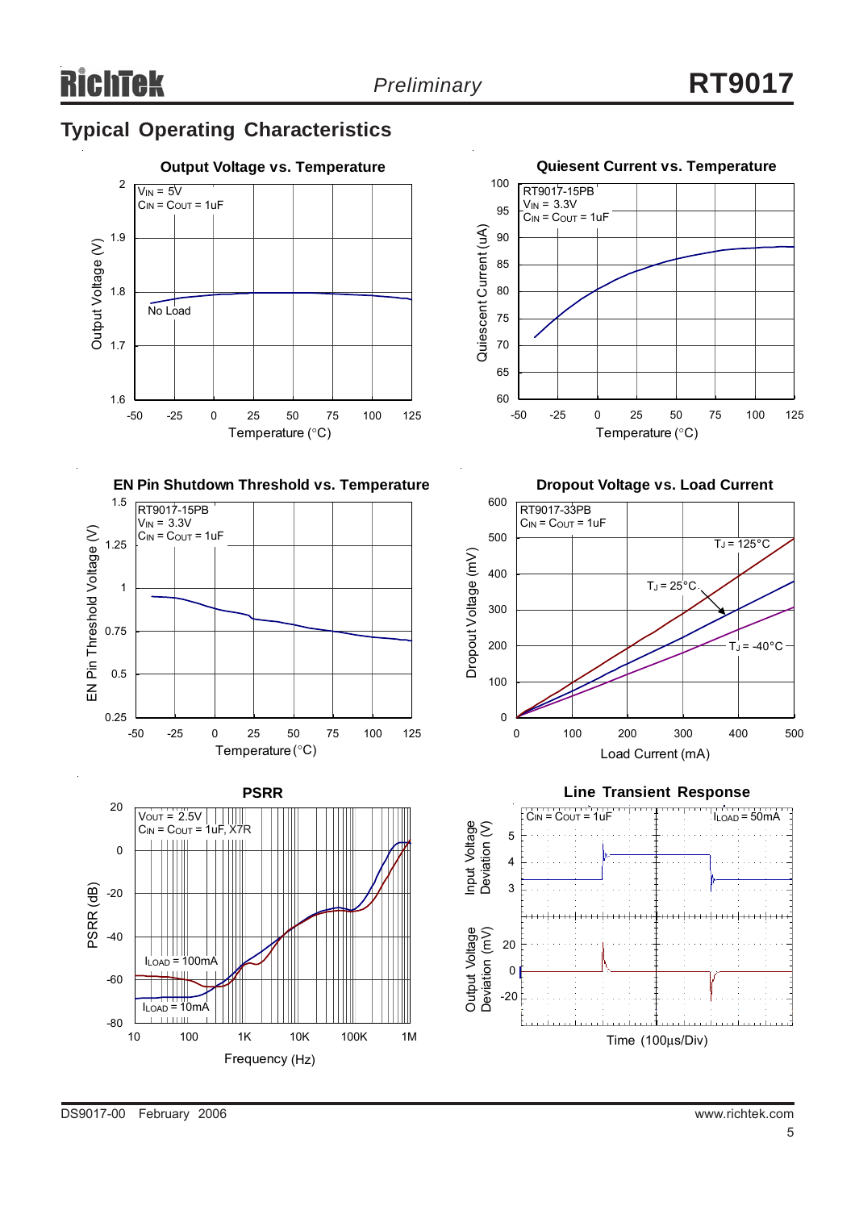## Typical Operating Characteristics

**Output Voltage vs. Temperature**

$V_{IN}$ = 5V
$C_{IN}$ = $C_{OUT}$ = 1uF

No Load

Output Voltage (V)

Temperature (°C)

**Quiesent Current vs. Temperature**

RT9017-15PB
$V_{IN}$ = 3.3V
$C_{IN}$ = $C_{OUT}$ = 1uF

Quiescent Current (uA)

Temperature (°C)

**EN Pin Shutdown Threshold vs. Temperature**

RT9017-15PB
$V_{IN}$ = 3.3V
$C_{IN}$ = $C_{OUT}$ = 1uF

EN Pin Threshold Voltage (V)

Temperature (°C)

**Dropout Voltage vs. Load Current**

RT9017-33PB
$C_{IN}$ = $C_{OUT}$ = 1uF

$T_J$ = 125°C
$T_J$ = 25°C
$T_J$ = -40°C

Dropout Voltage (mV)

Load Current (mA)

**PSRR**

$V_{OUT}$ = 2.5V
$C_{IN}$ = $C_{OUT}$ = 1uF, X7R

$I_{LOAD}$ = 100mA
$I_{LOAD}$ = 10mA

PSRR (dB)

Frequency (Hz)

**Line Transient Response**

$C_{IN}$ = $C_{OUT}$ = 1uF
$I_{LOAD}$ = 50mA

Input Voltage Deviation (V)

Output Voltage Deviation (mV)

Time (100μs/Div)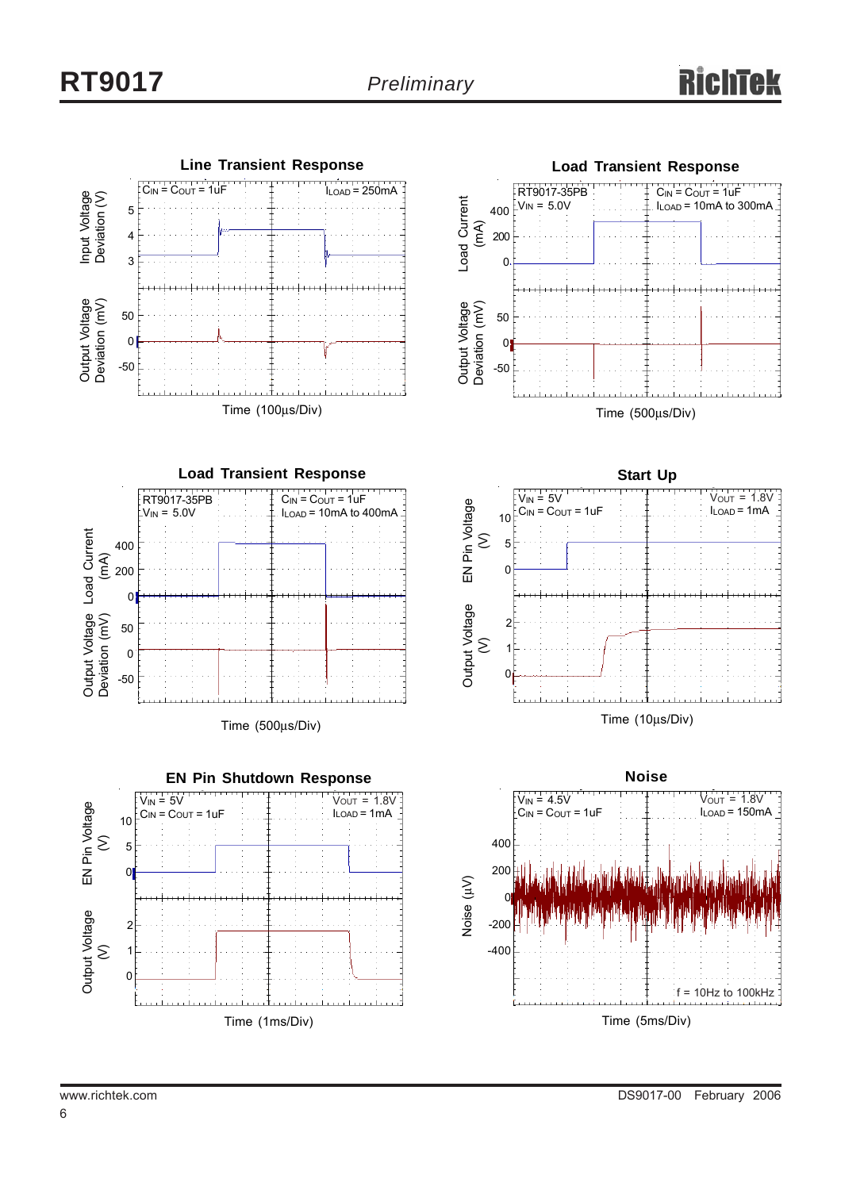### Line Transient Response

$C_{IN} = C_{OUT} = 1uF$

$I_{LOAD} = 250mA$

Input Voltage Deviation (V): 5, 4, 3

Output Voltage Deviation (mV): 50, 0, -50

Time (100μs/Div)

### Load Transient Response

RT9017-35PB

$V_{IN}$ = 5.0V

$C_{IN} = C_{OUT} = 1uF$

$I_{LOAD}$ = 10mA to 300mA

Load Current (mA): 400, 200, 0

Output Voltage Deviation (mV): 50, 0, -50

Time (500μs/Div)

### Load Transient Response

RT9017-35PB

$V_{IN}$ = 5.0V

$C_{IN} = C_{OUT} = 1uF$

$I_{LOAD}$ = 10mA to 400mA

Load Current (mA): 400, 200, 0

Output Voltage Deviation (mV): 50, 0, -50

Time (500μs/Div)

### Start Up

$V_{IN}$ = 5V

$C_{IN} = C_{OUT} = 1uF$

$V_{OUT}$ = 1.8V

$I_{LOAD}$ = 1mA

EN Pin Voltage (V): 10, 5, 0

Output Voltage (V): 2, 1, 0

Time (10μs/Div)

### EN Pin Shutdown Response

$V_{IN}$ = 5V

$C_{IN} = C_{OUT} = 1uF$

$V_{OUT}$ = 1.8V

$I_{LOAD}$ = 1mA

EN Pin Voltage (V): 10, 5, 0

Output Voltage (V): 2, 1, 0

Time (1ms/Div)

### Noise

$V_{IN}$ = 4.5V

$C_{IN} = C_{OUT} = 1uF$

$V_{OUT}$ = 1.8V

$I_{LOAD}$ = 150mA

Noise (μV): 400, 200, 0, -200, -400

f = 10Hz to 100kHz

Time (5ms/Div)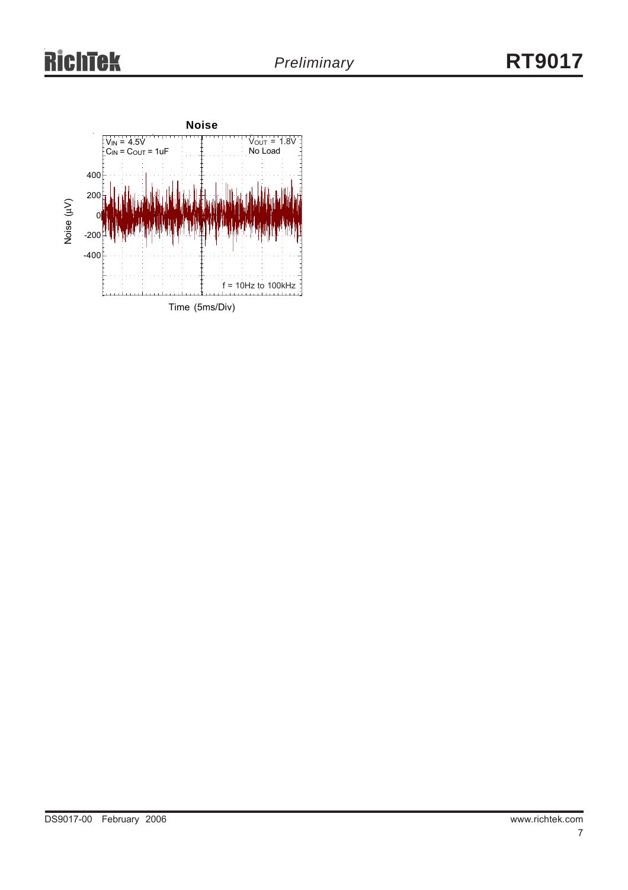**Noise**

$V_{IN}$ = 4.5V
$C_{IN}$ = $C_{OUT}$ = 1uF

$V_{OUT}$ = 1.8V
No Load

Noise (µV)

f = 10Hz to 100kHz

Time (5ms/Div)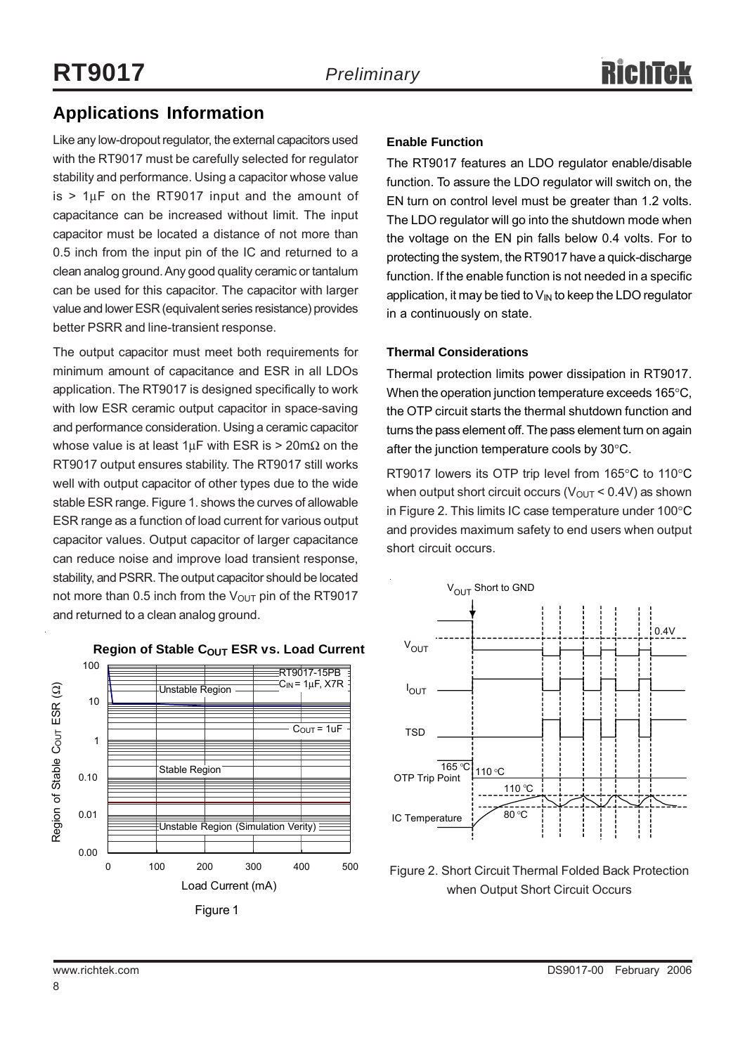## Applications Information

Like any low-dropout regulator, the external capacitors used with the RT9017 must be carefully selected for regulator stability and performance. Using a capacitor whose value is > 1μF on the RT9017 input and the amount of capacitance can be increased without limit. The input capacitor must be located a distance of not more than 0.5 inch from the input pin of the IC and returned to a clean analog ground. Any good quality ceramic or tantalum can be used for this capacitor. The capacitor with larger value and lower ESR (equivalent series resistance) provides better PSRR and line-transient response.

The output capacitor must meet both requirements for minimum amount of capacitance and ESR in all LDOs application. The RT9017 is designed specifically to work with low ESR ceramic output capacitor in space-saving and performance consideration. Using a ceramic capacitor whose value is at least 1μF with ESR is > 20mΩ on the RT9017 output ensures stability. The RT9017 still works well with output capacitor of other types due to the wide stable ESR range. Figure 1. shows the curves of allowable ESR range as a function of load current for various output capacitor values. Output capacitor of larger capacitance can reduce noise and improve load transient response, stability, and PSRR. The output capacitor should be located not more than 0.5 inch from the $V_{OUT}$ pin of the RT9017 and returned to a clean analog ground.

**Region of Stable $C_{OUT}$ ESR vs. Load Current**

Figure 1

### Enable Function

The RT9017 features an LDO regulator enable/disable function. To assure the LDO regulator will switch on, the EN turn on control level must be greater than 1.2 volts. The LDO regulator will go into the shutdown mode when the voltage on the EN pin falls below 0.4 volts. For to protecting the system, the RT9017 have a quick-discharge function. If the enable function is not needed in a specific application, it may be tied to $V_{IN}$ to keep the LDO regulator in a continuously on state.

### Thermal Considerations

Thermal protection limits power dissipation in RT9017. When the operation junction temperature exceeds 165°C, the OTP circuit starts the thermal shutdown function and turns the pass element off. The pass element turn on again after the junction temperature cools by 30°C.

RT9017 lowers its OTP trip level from 165°C to 110°C when output short circuit occurs ($V_{OUT}$ < 0.4V) as shown in Figure 2. This limits IC case temperature under 100°C and provides maximum safety to end users when output short circuit occurs.

Figure 2. Short Circuit Thermal Folded Back Protection when Output Short Circuit Occurs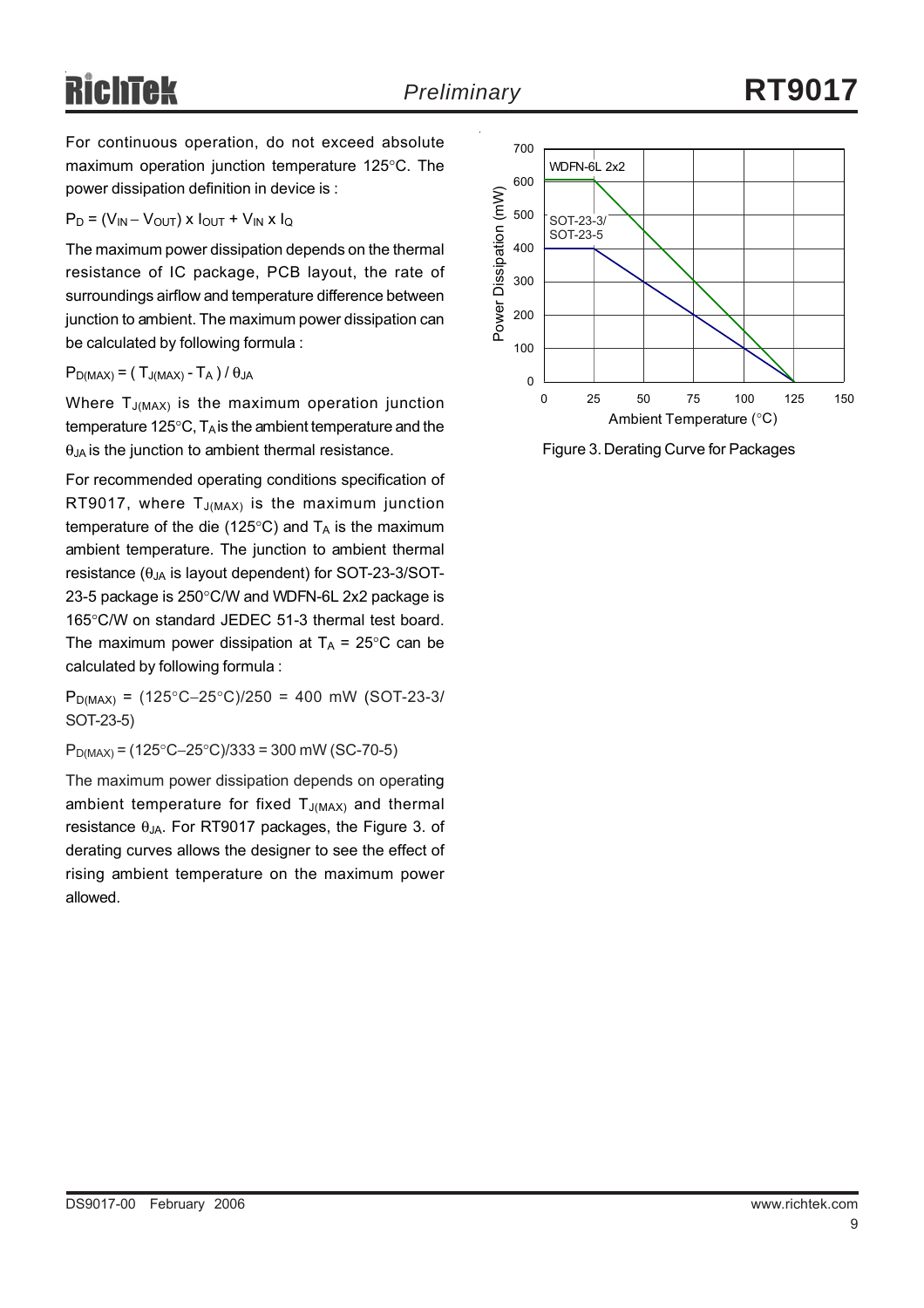For continuous operation, do not exceed absolute maximum operation junction temperature 125°C. The power dissipation definition in device is :

$P_D = (V_{IN} - V_{OUT}) \times I_{OUT} + V_{IN} \times I_Q$

The maximum power dissipation depends on the thermal resistance of IC package, PCB layout, the rate of surroundings airflow and temperature difference between junction to ambient. The maximum power dissipation can be calculated by following formula :

$P_{D(MAX)} = ( T_{J(MAX)} - T_A ) / \theta_{JA}$

Where $T_{J(MAX)}$ is the maximum operation junction temperature 125°C, $T_A$ is the ambient temperature and the $\theta_{JA}$ is the junction to ambient thermal resistance.

For recommended operating conditions specification of RT9017, where $T_{J(MAX)}$ is the maximum junction temperature of the die (125°C) and $T_A$ is the maximum ambient temperature. The junction to ambient thermal resistance ($\theta_{JA}$ is layout dependent) for SOT-23-3/SOT-23-5 package is 250°C/W and WDFN-6L 2x2 package is 165°C/W on standard JEDEC 51-3 thermal test board. The maximum power dissipation at $T_A$ = 25°C can be calculated by following formula :

$P_{D(MAX)}$ = (125°C−25°C)/250 = 400 mW (SOT-23-3/SOT-23-5)

$P_{D(MAX)}$ = (125°C−25°C)/333 = 300 mW (SC-70-5)

The maximum power dissipation depends on operating ambient temperature for fixed $T_{J(MAX)}$ and thermal resistance $\theta_{JA}$. For RT9017 packages, the Figure 3. of derating curves allows the designer to see the effect of rising ambient temperature on the maximum power allowed.

Figure 3. Derating Curve for Packages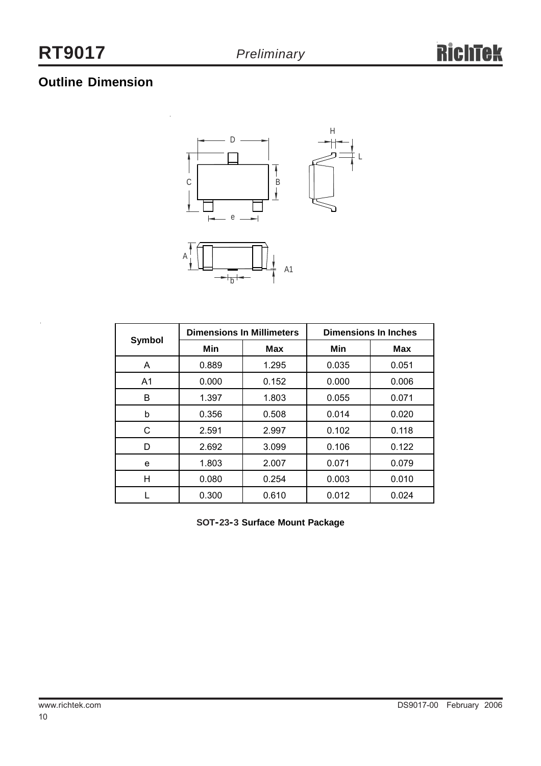## Outline Dimension

| Symbol | Dimensions In Millimeters | | Dimensions In Inches | |
|---|---|---|---|---|
| | Min | Max | Min | Max |
| A | 0.889 | 1.295 | 0.035 | 0.051 |
| A1 | 0.000 | 0.152 | 0.000 | 0.006 |
| B | 1.397 | 1.803 | 0.055 | 0.071 |
| b | 0.356 | 0.508 | 0.014 | 0.020 |
| C | 2.591 | 2.997 | 0.102 | 0.118 |
| D | 2.692 | 3.099 | 0.106 | 0.122 |
| e | 1.803 | 2.007 | 0.071 | 0.079 |
| H | 0.080 | 0.254 | 0.003 | 0.010 |
| L | 0.300 | 0.610 | 0.012 | 0.024 |

**SOT-23-3 Surface Mount Package**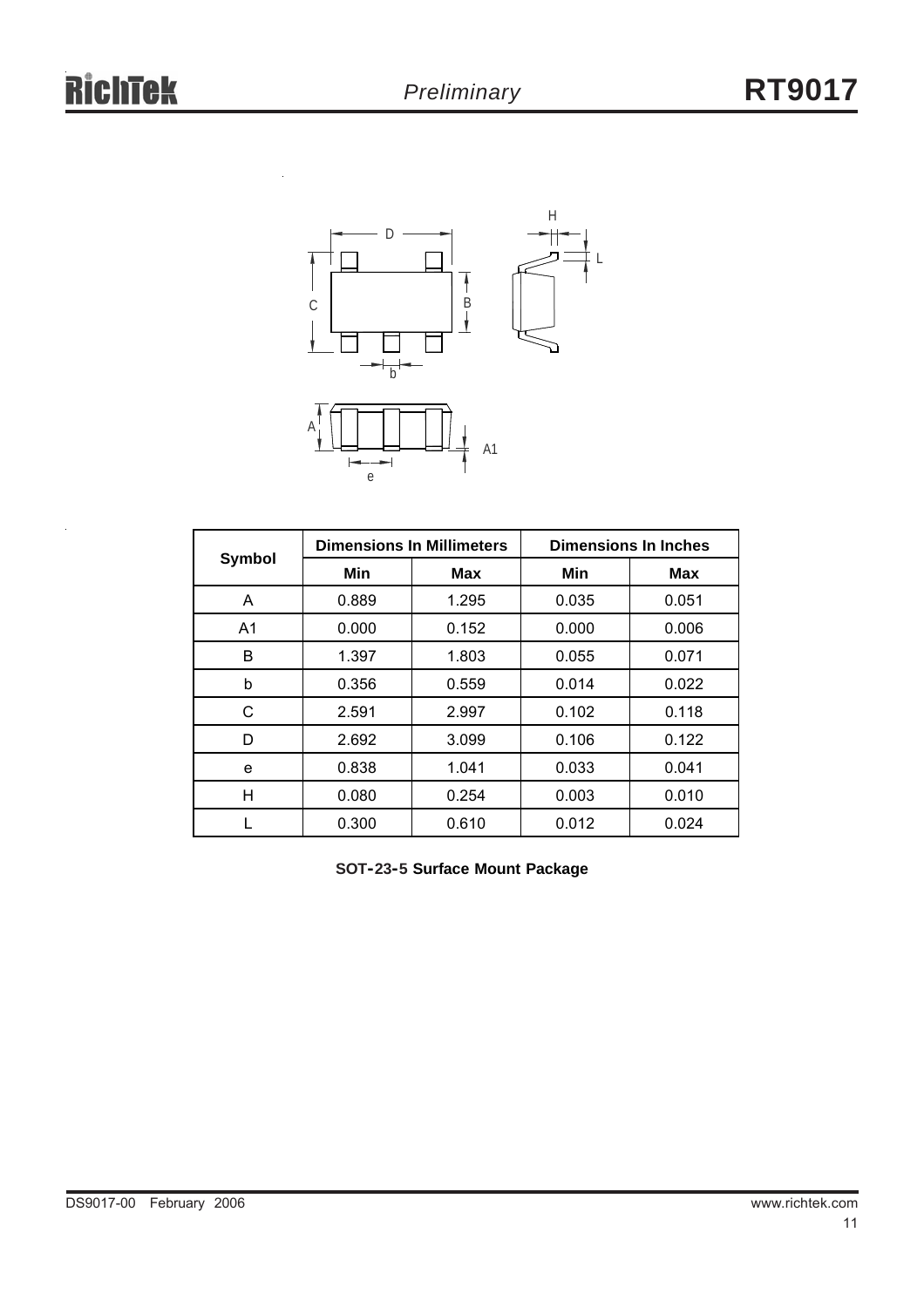| Symbol | Dimensions In Millimeters | | Dimensions In Inches | |
|---|---|---|---|---|
| | Min | Max | Min | Max |
| A | 0.889 | 1.295 | 0.035 | 0.051 |
| A1 | 0.000 | 0.152 | 0.000 | 0.006 |
| B | 1.397 | 1.803 | 0.055 | 0.071 |
| b | 0.356 | 0.559 | 0.014 | 0.022 |
| C | 2.591 | 2.997 | 0.102 | 0.118 |
| D | 2.692 | 3.099 | 0.106 | 0.122 |
| e | 0.838 | 1.041 | 0.033 | 0.041 |
| H | 0.080 | 0.254 | 0.003 | 0.010 |
| L | 0.300 | 0.610 | 0.012 | 0.024 |

**SOT-23-5 Surface Mount Package**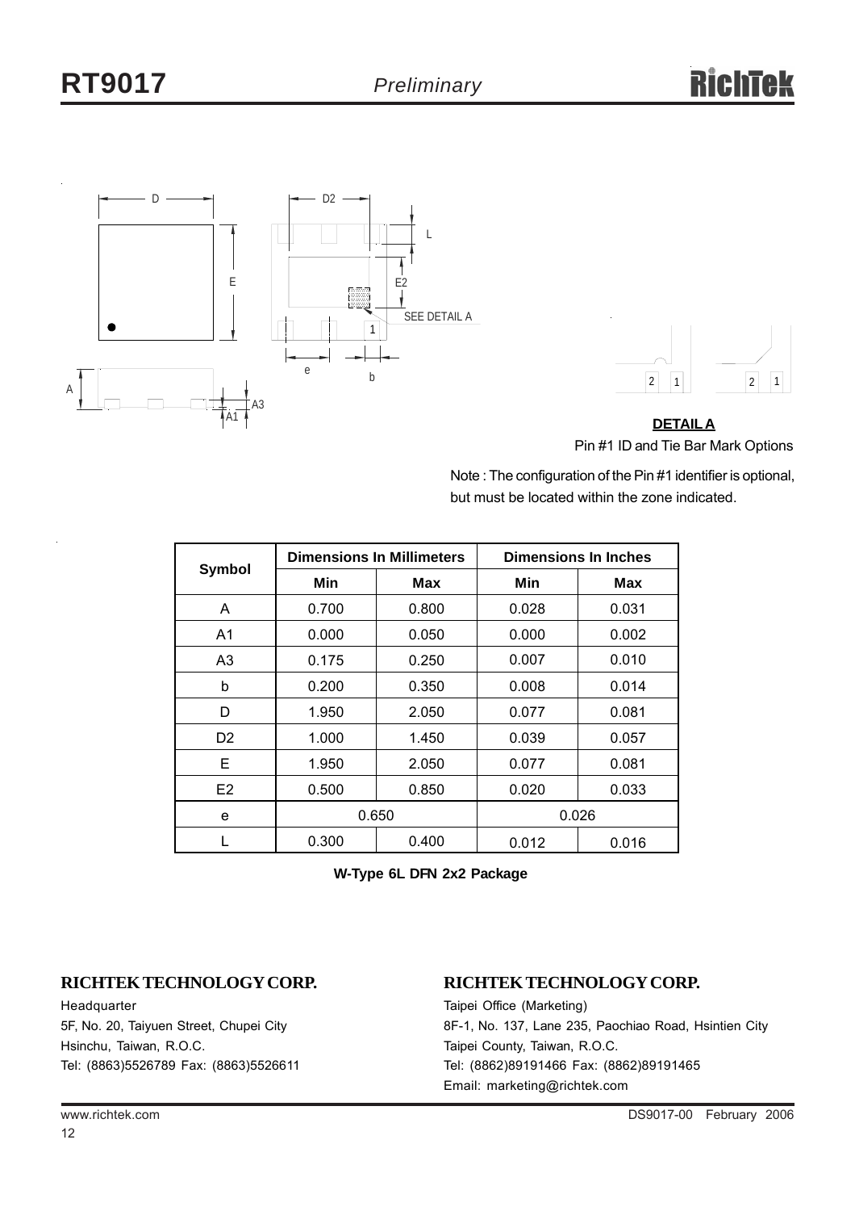D D2 L E E2 SEE DETAIL A 1 A A1 A3 e b

2 1 2 1

**DETAIL A**

Pin #1 ID and Tie Bar Mark Options

Note : The configuration of the Pin #1 identifier is optional, but must be located within the zone indicated.

| Symbol | Dimensions In Millimeters | | Dimensions In Inches | |
|---|---|---|---|---|
| | Min | Max | Min | Max |
| A | 0.700 | 0.800 | 0.028 | 0.031 |
| A1 | 0.000 | 0.050 | 0.000 | 0.002 |
| A3 | 0.175 | 0.250 | 0.007 | 0.010 |
| b | 0.200 | 0.350 | 0.008 | 0.014 |
| D | 1.950 | 2.050 | 0.077 | 0.081 |
| D2 | 1.000 | 1.450 | 0.039 | 0.057 |
| E | 1.950 | 2.050 | 0.077 | 0.081 |
| E2 | 0.500 | 0.850 | 0.020 | 0.033 |
| e | 0.650 | | 0.026 | |
| L | 0.300 | 0.400 | 0.012 | 0.016 |

**W-Type 6L DFN 2x2 Package**

**RICHTEK TECHNOLOGY CORP.**

Headquarter
5F, No. 20, Taiyuen Street, Chupei City
Hsinchu, Taiwan, R.O.C.
Tel: (8863)5526789 Fax: (8863)5526611

**RICHTEK TECHNOLOGY CORP.**

Taipei Office (Marketing)
8F-1, No. 137, Lane 235, Paochiao Road, Hsintien City
Taipei County, Taiwan, R.O.C.
Tel: (8862)89191466 Fax: (8862)89191465
Email: marketing@richtek.com